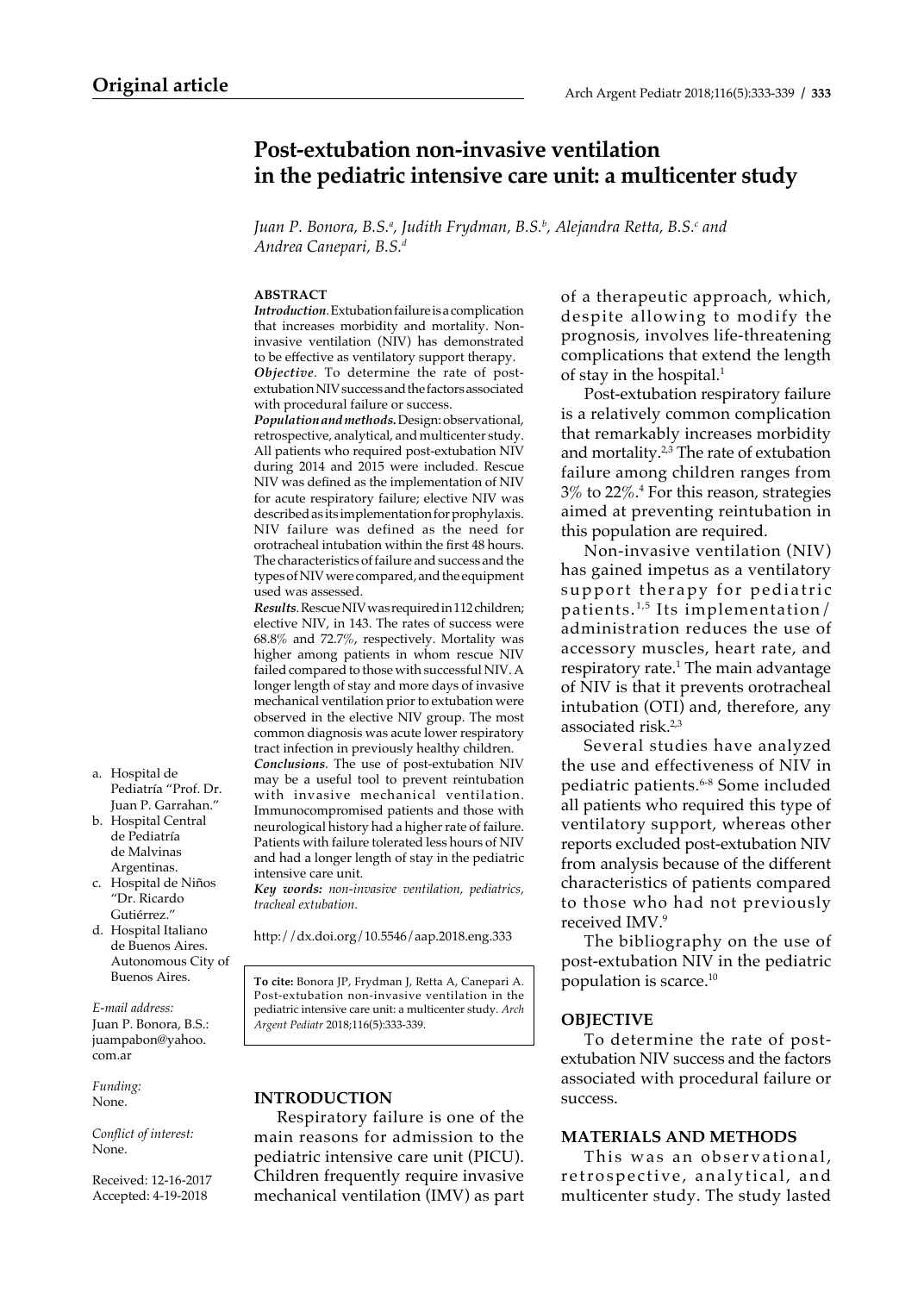## Original article

# Post-extubation non-invasive ventilation in the pediatric intensive care unit: a multicenter study

*Juan P. Bonora, B.S.[a], Judith Frydman, B.S.[b], Alejandra Retta, B.S.[c] and Andrea Canepari, B.S.[d]*

a. Hospital de Pediatría "Prof. Dr. Juan P. Garrahan."
b. Hospital Central de Pediatría de Malvinas Argentinas.
c. Hospital de Niños "Dr. Ricardo Gutiérrez."
d. Hospital Italiano de Buenos Aires. Autonomous City of Buenos Aires.

*E-mail address:*
Juan P. Bonora, B.S.: juampabon@yahoo.com.ar

*Funding:*
None.

*Conflict of interest:*
None.

Received: 12-16-2017
Accepted: 4-19-2018

### ABSTRACT

***Introduction***. Extubation failure is a complication that increases morbidity and mortality. Non-invasive ventilation (NIV) has demonstrated to be effective as ventilatory support therapy.

***Objective***. To determine the rate of post-extubation NIV success and the factors associated with procedural failure or success.

***Population and methods.*** Design: observational, retrospective, analytical, and multicenter study. All patients who required post-extubation NIV during 2014 and 2015 were included. Rescue NIV was defined as the implementation of NIV for acute respiratory failure; elective NIV was described as its implementation for prophylaxis. NIV failure was defined as the need for orotracheal intubation within the first 48 hours. The characteristics of failure and success and the types of NIV were compared, and the equipment used was assessed.

***Results***. Rescue NIV was required in 112 children; elective NIV, in 143. The rates of success were 68.8% and 72.7%, respectively. Mortality was higher among patients in whom rescue NIV failed compared to those with successful NIV. A longer length of stay and more days of invasive mechanical ventilation prior to extubation were observed in the elective NIV group. The most common diagnosis was acute lower respiratory tract infection in previously healthy children.

***Conclusions***. The use of post-extubation NIV may be a useful tool to prevent reintubation with invasive mechanical ventilation. Immunocompromised patients and those with neurological history had a higher rate of failure. Patients with failure tolerated less hours of NIV and had a longer length of stay in the pediatric intensive care unit.

***Key words:*** *non-invasive ventilation, pediatrics, tracheal extubation.*

http://dx.doi.org/10.5546/aap.2018.eng.333

**To cite:** Bonora JP, Frydman J, Retta A, Canepari A. Post-extubation non-invasive ventilation in the pediatric intensive care unit: a multicenter study. *Arch Argent Pediatr* 2018;116(5):333-339.

## INTRODUCTION

Respiratory failure is one of the main reasons for admission to the pediatric intensive care unit (PICU). Children frequently require invasive mechanical ventilation (IMV) as part of a therapeutic approach, which, despite allowing to modify the prognosis, involves life-threatening complications that extend the length of stay in the hospital.[1]

Post-extubation respiratory failure is a relatively common complication that remarkably increases morbidity and mortality.[2,3] The rate of extubation failure among children ranges from 3% to 22%.[4] For this reason, strategies aimed at preventing reintubation in this population are required.

Non-invasive ventilation (NIV) has gained impetus as a ventilatory support therapy for pediatric patients.[1,5] Its implementation/administration reduces the use of accessory muscles, heart rate, and respiratory rate.[1] The main advantage of NIV is that it prevents orotracheal intubation (OTI) and, therefore, any associated risk.[2,3]

Several studies have analyzed the use and effectiveness of NIV in pediatric patients.[6-8] Some included all patients who required this type of ventilatory support, whereas other reports excluded post-extubation NIV from analysis because of the different characteristics of patients compared to those who had not previously received IMV.[9]

The bibliography on the use of post-extubation NIV in the pediatric population is scarce.[10]

## OBJECTIVE

To determine the rate of post-extubation NIV success and the factors associated with procedural failure or success.

## MATERIALS AND METHODS

This was an observational, retrospective, analytical, and multicenter study. The study lasted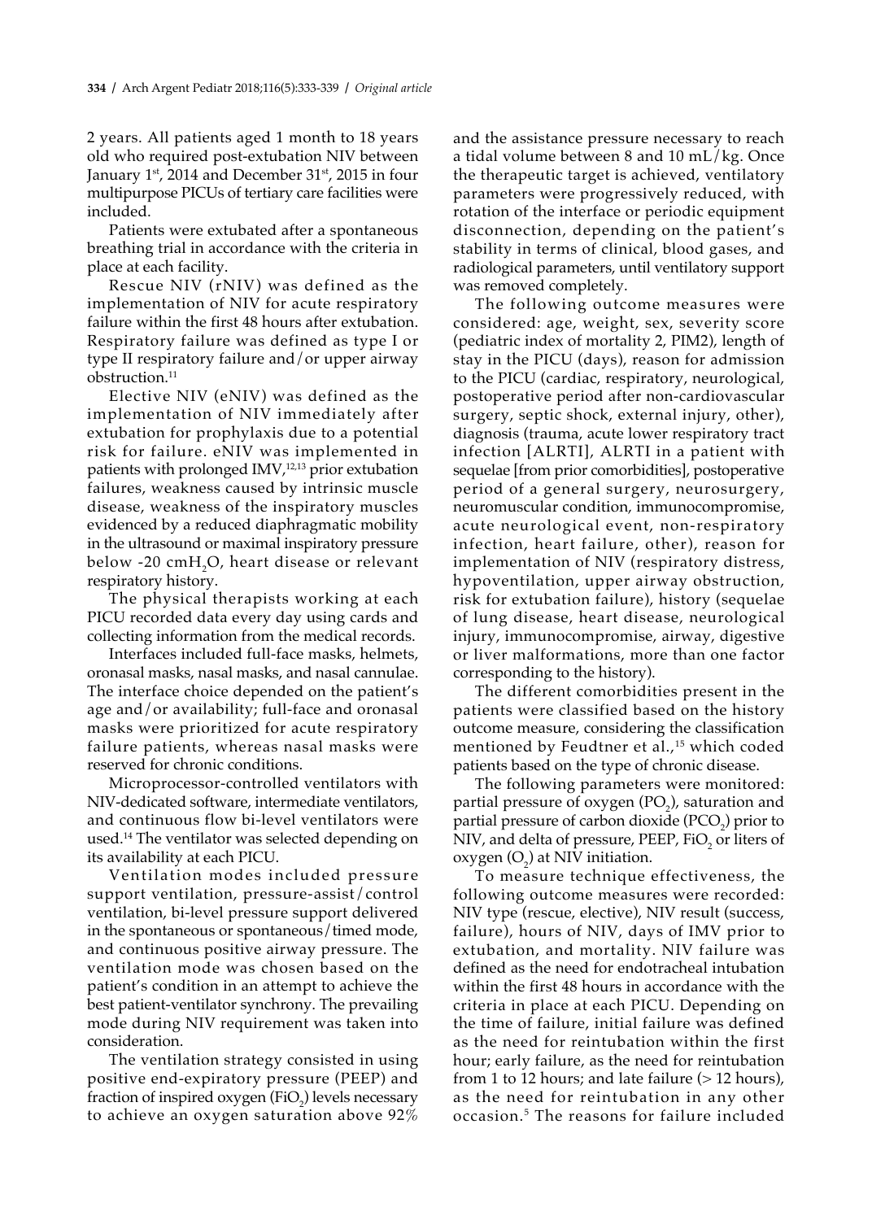2 years. All patients aged 1 month to 18 years old who required post-extubation NIV between January 1st, 2014 and December 31st, 2015 in four multipurpose PICUs of tertiary care facilities were included.

Patients were extubated after a spontaneous breathing trial in accordance with the criteria in place at each facility.

Rescue NIV (rNIV) was defined as the implementation of NIV for acute respiratory failure within the first 48 hours after extubation. Respiratory failure was defined as type I or type II respiratory failure and/or upper airway obstruction.[11]

Elective NIV (eNIV) was defined as the implementation of NIV immediately after extubation for prophylaxis due to a potential risk for failure. eNIV was implemented in patients with prolonged IMV,[12,13] prior extubation failures, weakness caused by intrinsic muscle disease, weakness of the inspiratory muscles evidenced by a reduced diaphragmatic mobility in the ultrasound or maximal inspiratory pressure below -20 cm$H_2O$, heart disease or relevant respiratory history.

The physical therapists working at each PICU recorded data every day using cards and collecting information from the medical records.

Interfaces included full-face masks, helmets, oronasal masks, nasal masks, and nasal cannulae. The interface choice depended on the patient's age and/or availability; full-face and oronasal masks were prioritized for acute respiratory failure patients, whereas nasal masks were reserved for chronic conditions.

Microprocessor-controlled ventilators with NIV-dedicated software, intermediate ventilators, and continuous flow bi-level ventilators were used.[14] The ventilator was selected depending on its availability at each PICU.

Ventilation modes included pressure support ventilation, pressure-assist/control ventilation, bi-level pressure support delivered in the spontaneous or spontaneous/timed mode, and continuous positive airway pressure. The ventilation mode was chosen based on the patient's condition in an attempt to achieve the best patient-ventilator synchrony. The prevailing mode during NIV requirement was taken into consideration.

The ventilation strategy consisted in using positive end-expiratory pressure (PEEP) and fraction of inspired oxygen ($FiO_2$) levels necessary to achieve an oxygen saturation above 92% and the assistance pressure necessary to reach a tidal volume between 8 and 10 mL/kg. Once the therapeutic target is achieved, ventilatory parameters were progressively reduced, with rotation of the interface or periodic equipment disconnection, depending on the patient's stability in terms of clinical, blood gases, and radiological parameters, until ventilatory support was removed completely.

The following outcome measures were considered: age, weight, sex, severity score (pediatric index of mortality 2, PIM2), length of stay in the PICU (days), reason for admission to the PICU (cardiac, respiratory, neurological, postoperative period after non-cardiovascular surgery, septic shock, external injury, other), diagnosis (trauma, acute lower respiratory tract infection [ALRTI], ALRTI in a patient with sequelae [from prior comorbidities], postoperative period of a general surgery, neurosurgery, neuromuscular condition, immunocompromise, acute neurological event, non-respiratory infection, heart failure, other), reason for implementation of NIV (respiratory distress, hypoventilation, upper airway obstruction, risk for extubation failure), history (sequelae of lung disease, heart disease, neurological injury, immunocompromise, airway, digestive or liver malformations, more than one factor corresponding to the history).

The different comorbidities present in the patients were classified based on the history outcome measure, considering the classification mentioned by Feudtner et al.,[15] which coded patients based on the type of chronic disease.

The following parameters were monitored: partial pressure of oxygen ($PO_2$), saturation and partial pressure of carbon dioxide ($PCO_2$) prior to NIV, and delta of pressure, PEEP, $FiO_2$ or liters of oxygen ($O_2$) at NIV initiation.

To measure technique effectiveness, the following outcome measures were recorded: NIV type (rescue, elective), NIV result (success, failure), hours of NIV, days of IMV prior to extubation, and mortality. NIV failure was defined as the need for endotracheal intubation within the first 48 hours in accordance with the criteria in place at each PICU. Depending on the time of failure, initial failure was defined as the need for reintubation within the first hour; early failure, as the need for reintubation from 1 to 12 hours; and late failure (> 12 hours), as the need for reintubation in any other occasion.[5] The reasons for failure included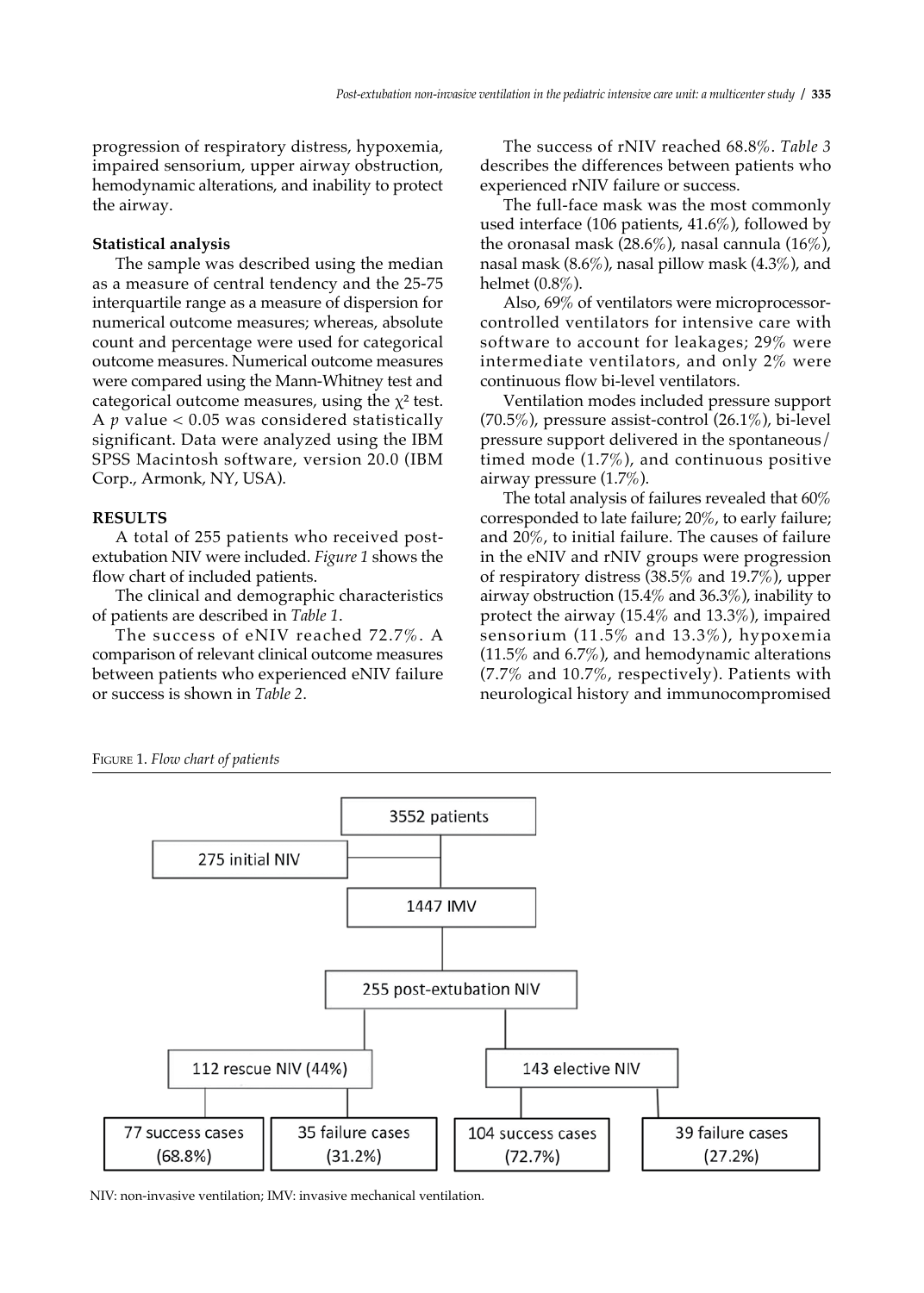progression of respiratory distress, hypoxemia, impaired sensorium, upper airway obstruction, hemodynamic alterations, and inability to protect the airway.

### Statistical analysis

The sample was described using the median as a measure of central tendency and the 25-75 interquartile range as a measure of dispersion for numerical outcome measures; whereas, absolute count and percentage were used for categorical outcome measures. Numerical outcome measures were compared using the Mann-Whitney test and categorical outcome measures, using the $\chi^2$ test. A $p$ value $< 0.05$ was considered statistically significant. Data were analyzed using the IBM SPSS Macintosh software, version 20.0 (IBM Corp., Armonk, NY, USA).

## RESULTS

A total of 255 patients who received post-extubation NIV were included. *Figure 1* shows the flow chart of included patients.

The clinical and demographic characteristics of patients are described in *Table 1*.

The success of eNIV reached 72.7%. A comparison of relevant clinical outcome measures between patients who experienced eNIV failure or success is shown in *Table 2*.

The success of rNIV reached 68.8%. *Table 3* describes the differences between patients who experienced rNIV failure or success.

The full-face mask was the most commonly used interface (106 patients, 41.6%), followed by the oronasal mask (28.6%), nasal cannula (16%), nasal mask (8.6%), nasal pillow mask (4.3%), and helmet (0.8%).

Also, 69% of ventilators were microprocessor-controlled ventilators for intensive care with software to account for leakages; 29% were intermediate ventilators, and only 2% were continuous flow bi-level ventilators.

Ventilation modes included pressure support (70.5%), pressure assist-control (26.1%), bi-level pressure support delivered in the spontaneous/timed mode (1.7%), and continuous positive airway pressure (1.7%).

The total analysis of failures revealed that 60% corresponded to late failure; 20%, to early failure; and 20%, to initial failure. The causes of failure in the eNIV and rNIV groups were progression of respiratory distress (38.5% and 19.7%), upper airway obstruction (15.4% and 36.3%), inability to protect the airway (15.4% and 13.3%), impaired sensorium (11.5% and 13.3%), hypoxemia (11.5% and 6.7%), and hemodynamic alterations (7.7% and 10.7%, respectively). Patients with neurological history and immunocompromised

Figure 1. *Flow chart of patients*

```
3552 patients
├── 275 initial NIV
└── 1447 IMV
    └── 255 post-extubation NIV
        ├── 112 rescue NIV (44%)
        │   ├── 77 success cases (68.8%)
        │   └── 35 failure cases (31.2%)
        └── 143 elective NIV
            ├── 104 success cases (72.7%)
            └── 39 failure cases (27.2%)
```

NIV: non-invasive ventilation; IMV: invasive mechanical ventilation.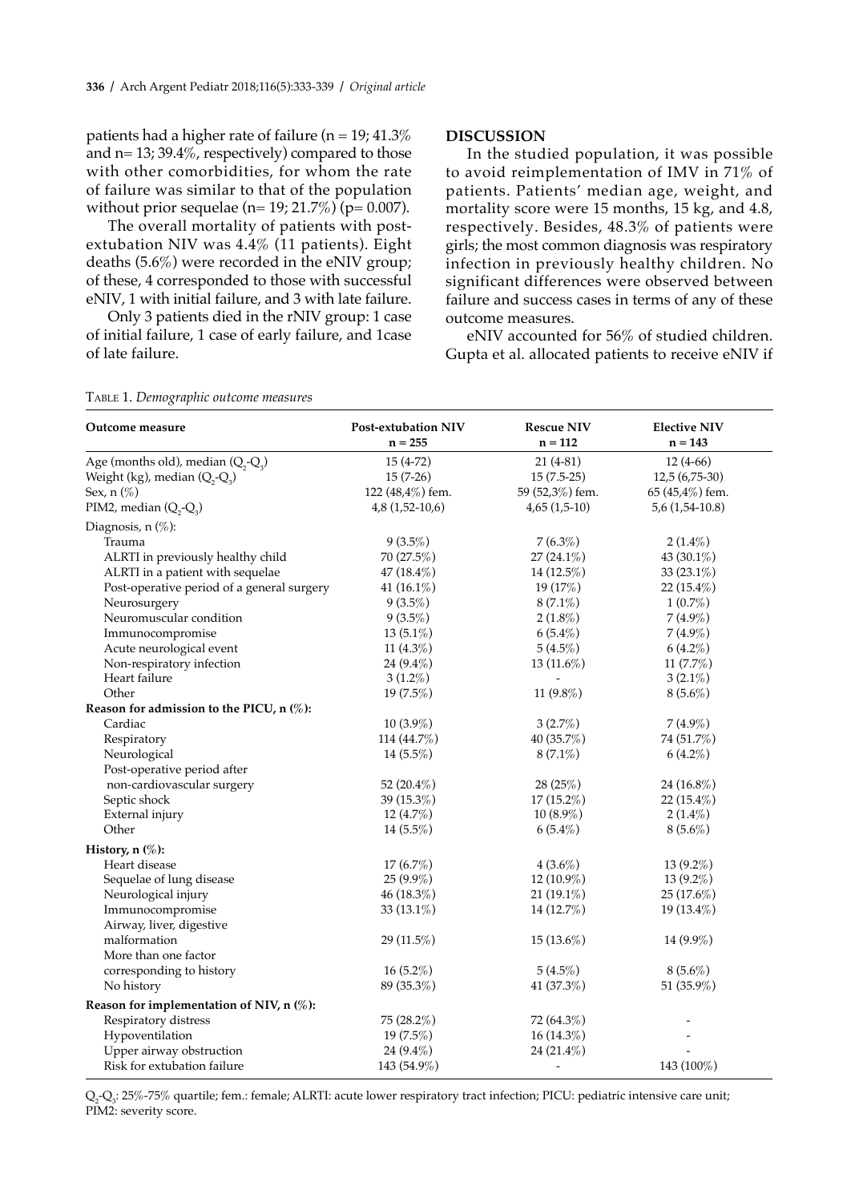patients had a higher rate of failure (n = 19; 41.3% and n= 13; 39.4%, respectively) compared to those with other comorbidities, for whom the rate of failure was similar to that of the population without prior sequelae (n= 19; 21.7%) (p= 0.007).

The overall mortality of patients with post-extubation NIV was 4.4% (11 patients). Eight deaths (5.6%) were recorded in the eNIV group; of these, 4 corresponded to those with successful eNIV, 1 with initial failure, and 3 with late failure.

Only 3 patients died in the rNIV group: 1 case of initial failure, 1 case of early failure, and 1case of late failure.

Table 1. *Demographic outcome measures*

| Outcome measure | Post-extubation NIV n = 255 | Rescue NIV n = 112 | Elective NIV n = 143 |
|---|---|---|---|
| Age (months old), median ($Q_2$-$Q_3$) | 15 (4-72) | 21 (4-81) | 12 (4-66) |
| Weight (kg), median ($Q_2$-$Q_3$) | 15 (7-26) | 15 (7.5-25) | 12,5 (6,75-30) |
| Sex, n (%) | 122 (48,4%) fem. | 59 (52,3%) fem. | 65 (45,4%) fem. |
| PIM2, median ($Q_2$-$Q_3$) | 4,8 (1,52-10,6) | 4,65 (1,5-10) | 5,6 (1,54-10.8) |
| Diagnosis, n (%): | | | |
| Trauma | 9 (3.5%) | 7 (6.3%) | 2 (1.4%) |
| ALRTI in previously healthy child | 70 (27.5%) | 27 (24.1%) | 43 (30.1%) |
| ALRTI in a patient with sequelae | 47 (18.4%) | 14 (12.5%) | 33 (23.1%) |
| Post-operative period of a general surgery | 41 (16.1%) | 19 (17%) | 22 (15.4%) |
| Neurosurgery | 9 (3.5%) | 8 (7.1%) | 1 (0.7%) |
| Neuromuscular condition | 9 (3.5%) | 2 (1.8%) | 7 (4.9%) |
| Immunocompromise | 13 (5.1%) | 6 (5.4%) | 7 (4.9%) |
| Acute neurological event | 11 (4.3%) | 5 (4.5%) | 6 (4.2%) |
| Non-respiratory infection | 24 (9.4%) | 13 (11.6%) | 11 (7.7%) |
| Heart failure | 3 (1.2%) | - | 3 (2.1%) |
| Other | 19 (7.5%) | 11 (9.8%) | 8 (5.6%) |
| **Reason for admission to the PICU, n (%):** | | | |
| Cardiac | 10 (3.9%) | 3 (2.7%) | 7 (4.9%) |
| Respiratory | 114 (44.7%) | 40 (35.7%) | 74 (51.7%) |
| Neurological | 14 (5.5%) | 8 (7.1%) | 6 (4.2%) |
| Post-operative period after non-cardiovascular surgery | 52 (20.4%) | 28 (25%) | 24 (16.8%) |
| Septic shock | 39 (15.3%) | 17 (15.2%) | 22 (15.4%) |
| External injury | 12 (4.7%) | 10 (8.9%) | 2 (1.4%) |
| Other | 14 (5.5%) | 6 (5.4%) | 8 (5.6%) |
| **History, n (%):** | | | |
| Heart disease | 17 (6.7%) | 4 (3.6%) | 13 (9.2%) |
| Sequelae of lung disease | 25 (9.9%) | 12 (10.9%) | 13 (9.2%) |
| Neurological injury | 46 (18.3%) | 21 (19.1%) | 25 (17.6%) |
| Immunocompromise | 33 (13.1%) | 14 (12.7%) | 19 (13.4%) |
| Airway, liver, digestive malformation | 29 (11.5%) | 15 (13.6%) | 14 (9.9%) |
| More than one factor corresponding to history | 16 (5.2%) | 5 (4.5%) | 8 (5.6%) |
| No history | 89 (35.3%) | 41 (37.3%) | 51 (35.9%) |
| **Reason for implementation of NIV, n (%):** | | | |
| Respiratory distress | 75 (28.2%) | 72 (64.3%) | - |
| Hypoventilation | 19 (7.5%) | 16 (14.3%) | - |
| Upper airway obstruction | 24 (9.4%) | 24 (21.4%) | - |
| Risk for extubation failure | 143 (54.9%) | - | 143 (100%) |

$Q_2$-$Q_3$: 25%-75% quartile; fem.: female; ALRTI: acute lower respiratory tract infection; PICU: pediatric intensive care unit; PIM2: severity score.

## DISCUSSION

In the studied population, it was possible to avoid reimplementation of IMV in 71% of patients. Patients' median age, weight, and mortality score were 15 months, 15 kg, and 4.8, respectively. Besides, 48.3% of patients were girls; the most common diagnosis was respiratory infection in previously healthy children. No significant differences were observed between failure and success cases in terms of any of these outcome measures.

eNIV accounted for 56% of studied children. Gupta et al. allocated patients to receive eNIV if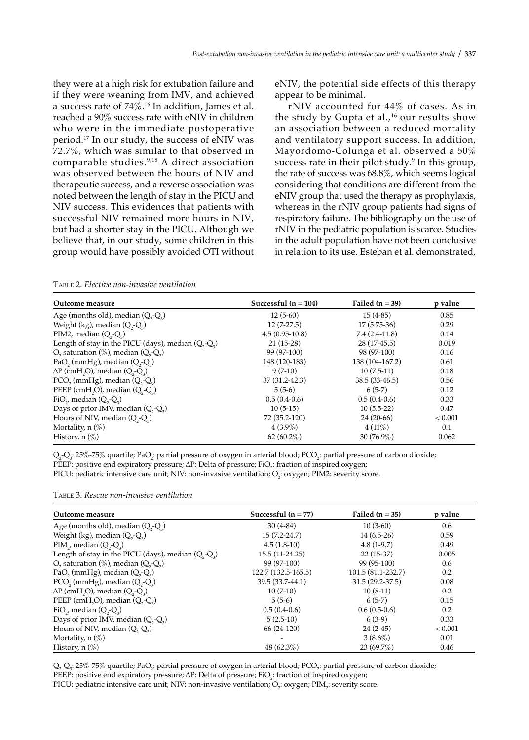they were at a high risk for extubation failure and if they were weaning from IMV, and achieved a success rate of 74%.[16] In addition, James et al. reached a 90% success rate with eNIV in children who were in the immediate postoperative period.[17] In our study, the success of eNIV was 72.7%, which was similar to that observed in comparable studies.[9,18] A direct association was observed between the hours of NIV and therapeutic success, and a reverse association was noted between the length of stay in the PICU and NIV success. This evidences that patients with successful NIV remained more hours in NIV, but had a shorter stay in the PICU. Although we believe that, in our study, some children in this group would have possibly avoided OTI without eNIV, the potential side effects of this therapy appear to be minimal.

rNIV accounted for 44% of cases. As in the study by Gupta et al.,[16] our results show an association between a reduced mortality and ventilatory support success. In addition, Mayordomo-Colunga et al. observed a 50% success rate in their pilot study.[9] In this group, the rate of success was 68.8%, which seems logical considering that conditions are different from the eNIV group that used the therapy as prophylaxis, whereas in the rNIV group patients had signs of respiratory failure. The bibliography on the use of rNIV in the pediatric population is scarce. Studies in the adult population have not been conclusive in relation to its use. Esteban et al. demonstrated,

Table 2. *Elective non-invasive ventilation*

| Outcome measure | Successful (n = 104) | Failed (n = 39) | p value |
|---|---|---|---|
| Age (months old), median ($Q_2$-$Q_3$) | 12 (5-60) | 15 (4-85) | 0.85 |
| Weight (kg), median ($Q_2$-$Q_3$) | 12 (7-27.5) | 17 (5.75-36) | 0.29 |
| PIM2, median ($Q_2$-$Q_3$) | 4.5 (0.95-10.8) | 7.4 (2.4-11.8) | 0.14 |
| Length of stay in the PICU (days), median ($Q_2$-$Q_3$) | 21 (15-28) | 28 (17-45.5) | 0.019 |
| $O_2$ saturation (%), median ($Q_2$-$Q_3$) | 99 (97-100) | 98 (97-100) | 0.16 |
| $PaO_2$ (mmHg), median ($Q_2$-$Q_3$) | 148 (120-183) | 138 (104-167.2) | 0.61 |
| $\Delta P$ ($cmH_2O$), median ($Q_2$-$Q_3$) | 9 (7-10) | 10 (7.5-11) | 0.18 |
| $PCO_2$ (mmHg), median ($Q_2$-$Q_3$) | 37 (31.2-42.3) | 38.5 (33-46.5) | 0.56 |
| PEEP ($cmH_2O$), median ($Q_2$-$Q_3$) | 5 (5-6) | 6 (5-7) | 0.12 |
| $FiO_2$, median ($Q_2$-$Q_3$) | 0.5 (0.4-0.6) | 0.5 (0.4-0.6) | 0.33 |
| Days of prior IMV, median ($Q_2$-$Q_3$) | 10 (5-15) | 10 (5.5-22) | 0.47 |
| Hours of NIV, median ($Q_2$-$Q_3$) | 72 (35.2-120) | 24 (20-66) | < 0.001 |
| Mortality, n (%) | 4 (3.9%) | 4 (11%) | 0.1 |
| History, n (%) | 62 (60.2%) | 30 (76.9%) | 0.062 |

$Q_2$-$Q_3$: 25%-75% quartile; $PaO_2$: partial pressure of oxygen in arterial blood; $PCO_2$: partial pressure of carbon dioxide; PEEP: positive end expiratory pressure; $\Delta P$: Delta of pressure; $FiO_2$: fraction of inspired oxygen; PICU: pediatric intensive care unit; NIV: non-invasive ventilation; $O_2$: oxygen; PIM2: severity score.

Table 3. *Rescue non-invasive ventilation*

| Outcome measure | Successful (n = 77) | Failed (n = 35) | p value |
|---|---|---|---|
| Age (months old), median ($Q_2$-$Q_3$) | 30 (4-84) | 10 (3-60) | 0.6 |
| Weight (kg), median ($Q_2$-$Q_3$) | 15 (7.2-24.7) | 14 (6.5-26) | 0.59 |
| $PIM_2$, median ($Q_2$-$Q_3$) | 4.5 (1.8-10) | 4.8 (1-9.7) | 0.49 |
| Length of stay in the PICU (days), median ($Q_2$-$Q_3$) | 15.5 (11-24.25) | 22 (15-37) | 0.005 |
| $O_2$ saturation (%), median ($Q_2$-$Q_3$) | 99 (97-100) | 99 (95-100) | 0.6 |
| $PaO_2$ (mmHg), median ($Q_2$-$Q_3$) | 122.7 (132.5-165.5) | 101.5 (81.1-232.7) | 0.2 |
| $PCO_2$ (mmHg), median ($Q_2$-$Q_3$) | 39.5 (33.7-44.1) | 31.5 (29.2-37.5) | 0.08 |
| $\Delta P$ ($cmH_2O$), median ($Q_2$-$Q_3$) | 10 (7-10) | 10 (8-11) | 0.2 |
| PEEP ($cmH_2O$), median ($Q_2$-$Q_3$) | 5 (5-6) | 6 (5-7) | 0.15 |
| $FiO_2$, median ($Q_2$-$Q_3$) | 0.5 (0.4-0.6) | 0.6 (0.5-0.6) | 0.2 |
| Days of prior IMV, median ($Q_2$-$Q_3$) | 5 (2.5-10) | 6 (3-9) | 0.33 |
| Hours of NIV, median ($Q_2$-$Q_3$) | 66 (24-120) | 24 (2-45) | < 0.001 |
| Mortality, n (%) | - | 3 (8.6%) | 0.01 |
| History, n (%) | 48 (62.3%) | 23 (69.7%) | 0.46 |

$Q_2$-$Q_3$: 25%-75% quartile; $PaO_2$: partial pressure of oxygen in arterial blood; $PCO_2$: partial pressure of carbon dioxide; PEEP: positive end expiratory pressure; $\Delta P$: Delta of pressure; $FiO_2$: fraction of inspired oxygen; PICU: pediatric intensive care unit; NIV: non-invasive ventilation; $O_2$: oxygen; $PIM_2$: severity score.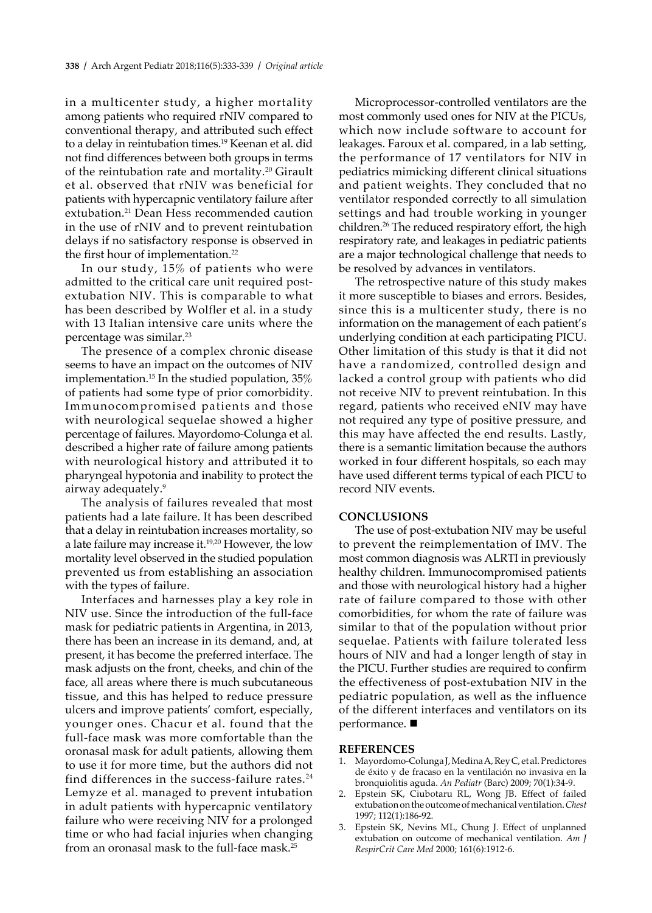in a multicenter study, a higher mortality among patients who required rNIV compared to conventional therapy, and attributed such effect to a delay in reintubation times.[19] Keenan et al. did not find differences between both groups in terms of the reintubation rate and mortality.[20] Girault et al. observed that rNIV was beneficial for patients with hypercapnic ventilatory failure after extubation.[21] Dean Hess recommended caution in the use of rNIV and to prevent reintubation delays if no satisfactory response is observed in the first hour of implementation.[22]

In our study, 15% of patients who were admitted to the critical care unit required post-extubation NIV. This is comparable to what has been described by Wolfler et al. in a study with 13 Italian intensive care units where the percentage was similar.[23]

The presence of a complex chronic disease seems to have an impact on the outcomes of NIV implementation.[15] In the studied population, 35% of patients had some type of prior comorbidity. Immunocompromised patients and those with neurological sequelae showed a higher percentage of failures. Mayordomo-Colunga et al. described a higher rate of failure among patients with neurological history and attributed it to pharyngeal hypotonia and inability to protect the airway adequately.[9]

The analysis of failures revealed that most patients had a late failure. It has been described that a delay in reintubation increases mortality, so a late failure may increase it.[19,20] However, the low mortality level observed in the studied population prevented us from establishing an association with the types of failure.

Interfaces and harnesses play a key role in NIV use. Since the introduction of the full-face mask for pediatric patients in Argentina, in 2013, there has been an increase in its demand, and, at present, it has become the preferred interface. The mask adjusts on the front, cheeks, and chin of the face, all areas where there is much subcutaneous tissue, and this has helped to reduce pressure ulcers and improve patients' comfort, especially, younger ones. Chacur et al. found that the full-face mask was more comfortable than the oronasal mask for adult patients, allowing them to use it for more time, but the authors did not find differences in the success-failure rates.[24] Lemyze et al. managed to prevent intubation in adult patients with hypercapnic ventilatory failure who were receiving NIV for a prolonged time or who had facial injuries when changing from an oronasal mask to the full-face mask.[25]

Microprocessor-controlled ventilators are the most commonly used ones for NIV at the PICUs, which now include software to account for leakages. Faroux et al. compared, in a lab setting, the performance of 17 ventilators for NIV in pediatrics mimicking different clinical situations and patient weights. They concluded that no ventilator responded correctly to all simulation settings and had trouble working in younger children.[26] The reduced respiratory effort, the high respiratory rate, and leakages in pediatric patients are a major technological challenge that needs to be resolved by advances in ventilators.

The retrospective nature of this study makes it more susceptible to biases and errors. Besides, since this is a multicenter study, there is no information on the management of each patient's underlying condition at each participating PICU. Other limitation of this study is that it did not have a randomized, controlled design and lacked a control group with patients who did not receive NIV to prevent reintubation. In this regard, patients who received eNIV may have not required any type of positive pressure, and this may have affected the end results. Lastly, there is a semantic limitation because the authors worked in four different hospitals, so each may have used different terms typical of each PICU to record NIV events.

## CONCLUSIONS

The use of post-extubation NIV may be useful to prevent the reimplementation of IMV. The most common diagnosis was ALRTI in previously healthy children. Immunocompromised patients and those with neurological history had a higher rate of failure compared to those with other comorbidities, for whom the rate of failure was similar to that of the population without prior sequelae. Patients with failure tolerated less hours of NIV and had a longer length of stay in the PICU. Further studies are required to confirm the effectiveness of post-extubation NIV in the pediatric population, as well as the influence of the different interfaces and ventilators on its performance. ■

## REFERENCES

1. Mayordomo-Colunga J, Medina A, Rey C, et al. Predictores de éxito y de fracaso en la ventilación no invasiva en la bronquiolitis aguda. *An Pediatr* (Barc) 2009; 70(1):34-9.
2. Epstein SK, Ciubotaru RL, Wong JB. Effect of failed extubation on the outcome of mechanical ventilation. *Chest* 1997; 112(1):186-92.
3. Epstein SK, Nevins ML, Chung J. Effect of unplanned extubation on outcome of mechanical ventilation. *Am J RespirCrit Care Med* 2000; 161(6):1912-6.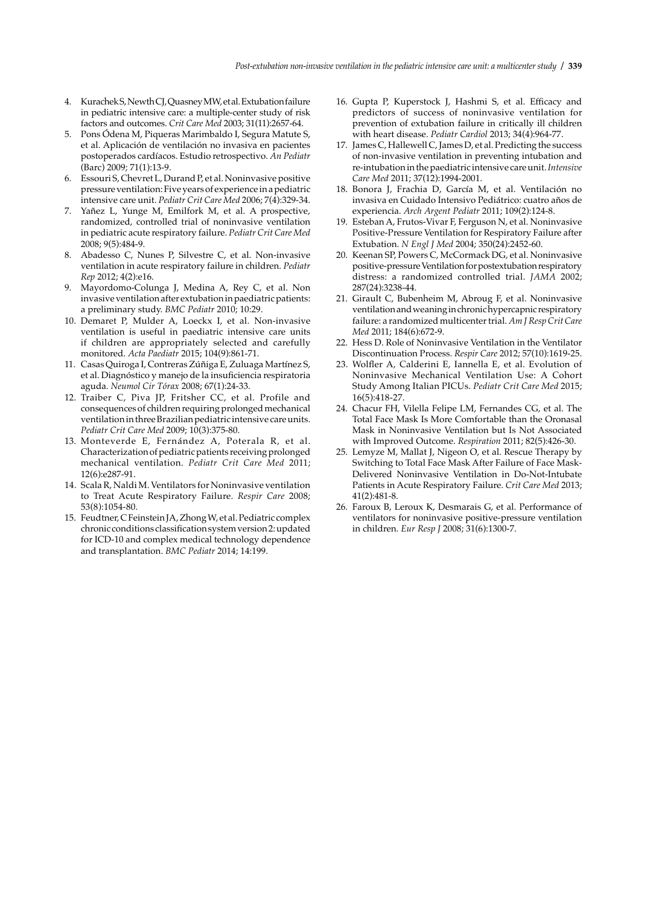4. Kurachek S, Newth CJ, Quasney MW, et al. Extubation failure in pediatric intensive care: a multiple-center study of risk factors and outcomes. *Crit Care Med* 2003; 31(11):2657-64.
5. Pons Ódena M, Piqueras Marimbaldo I, Segura Matute S, et al. Aplicación de ventilación no invasiva en pacientes postoperados cardíacos. Estudio retrospectivo. *An Pediatr* (Barc) 2009; 71(1):13-9.
6. Essouri S, Chevret L, Durand P, et al. Noninvasive positive pressure ventilation: Five years of experience in a pediatric intensive care unit. *Pediatr Crit Care Med* 2006; 7(4):329-34.
7. Yañez L, Yunge M, Emilfork M, et al. A prospective, randomized, controlled trial of noninvasive ventilation in pediatric acute respiratory failure. *Pediatr Crit Care Med* 2008; 9(5):484-9.
8. Abadesso C, Nunes P, Silvestre C, et al. Non-invasive ventilation in acute respiratory failure in children. *Pediatr Rep* 2012; 4(2):e16.
9. Mayordomo-Colunga J, Medina A, Rey C, et al. Non invasive ventilation after extubation in paediatric patients: a preliminary study. *BMC Pediatr* 2010; 10:29.
10. Demaret P, Mulder A, Loeckx I, et al. Non-invasive ventilation is useful in paediatric intensive care units if children are appropriately selected and carefully monitored. *Acta Paediatr* 2015; 104(9):861-71.
11. Casas Quiroga I, Contreras Zúñiga E, Zuluaga Martínez S, et al. Diagnóstico y manejo de la insuficiencia respiratoria aguda. *Neumol Cir Tórax* 2008; 67(1):24-33.
12. Traiber C, Piva JP, Fritsher CC, et al. Profile and consequences of children requiring prolonged mechanical ventilation in three Brazilian pediatric intensive care units. *Pediatr Crit Care Med* 2009; 10(3):375-80.
13. Monteverde E, Fernández A, Poterala R, et al. Characterization of pediatric patients receiving prolonged mechanical ventilation. *Pediatr Crit Care Med* 2011; 12(6):e287-91.
14. Scala R, Naldi M. Ventilators for Noninvasive ventilation to Treat Acute Respiratory Failure. *Respir Care* 2008; 53(8):1054-80.
15. Feudtner, C Feinstein JA, Zhong W, et al. Pediatric complex chronic conditions classification system version 2: updated for ICD-10 and complex medical technology dependence and transplantation. *BMC Pediatr* 2014; 14:199.
16. Gupta P, Kuperstock J, Hashmi S, et al. Efficacy and predictors of success of noninvasive ventilation for prevention of extubation failure in critically ill children with heart disease. *Pediatr Cardiol* 2013; 34(4):964-77.
17. James C, Hallewell C, James D, et al. Predicting the success of non-invasive ventilation in preventing intubation and re-intubation in the paediatric intensive care unit. *Intensive Care Med* 2011; 37(12):1994-2001.
18. Bonora J, Frachia D, García M, et al. Ventilación no invasiva en Cuidado Intensivo Pediátrico: cuatro años de experiencia. *Arch Argent Pediatr* 2011; 109(2):124-8.
19. Esteban A, Frutos-Vivar F, Ferguson N, et al. Noninvasive Positive-Pressure Ventilation for Respiratory Failure after Extubation. *N Engl J Med* 2004; 350(24):2452-60.
20. Keenan SP, Powers C, McCormack DG, et al. Noninvasive positive-pressure Ventilation for postextubation respiratory distress: a randomized controlled trial. *JAMA* 2002; 287(24):3238-44.
21. Girault C, Bubenheim M, Abroug F, et al. Noninvasive ventilation and weaning in chronic hypercapnic respiratory failure: a randomized multicenter trial. *Am J Resp Crit Care Med* 2011; 184(6):672-9.
22. Hess D. Role of Noninvasive Ventilation in the Ventilator Discontinuation Process. *Respir Care* 2012; 57(10):1619-25.
23. Wolfler A, Calderini E, Iannella E, et al. Evolution of Noninvasive Mechanical Ventilation Use: A Cohort Study Among Italian PICUs. *Pediatr Crit Care Med* 2015; 16(5):418-27.
24. Chacur FH, Vilella Felipe LM, Fernandes CG, et al. The Total Face Mask Is More Comfortable than the Oronasal Mask in Noninvasive Ventilation but Is Not Associated with Improved Outcome. *Respiration* 2011; 82(5):426-30.
25. Lemyze M, Mallat J, Nigeon O, et al. Rescue Therapy by Switching to Total Face Mask After Failure of Face Mask-Delivered Noninvasive Ventilation in Do-Not-Intubate Patients in Acute Respiratory Failure. *Crit Care Med* 2013; 41(2):481-8.
26. Faroux B, Leroux K, Desmarais G, et al. Performance of ventilators for noninvasive positive-pressure ventilation in children. *Eur Resp J* 2008; 31(6):1300-7.